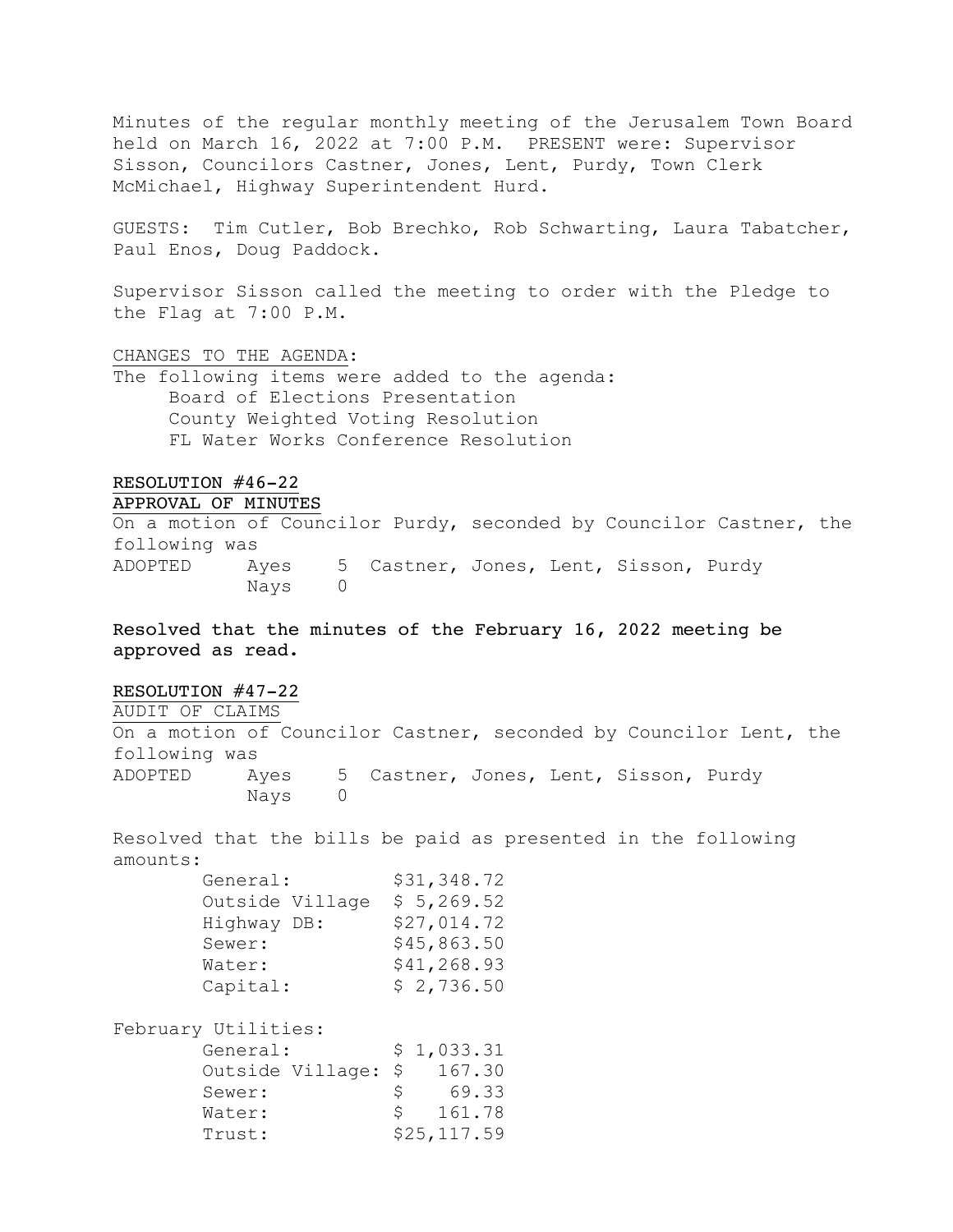Minutes of the regular monthly meeting of the Jerusalem Town Board held on March 16, 2022 at 7:00 P.M. PRESENT were: Supervisor Sisson, Councilors Castner, Jones, Lent, Purdy, Town Clerk McMichael, Highway Superintendent Hurd.

GUESTS: Tim Cutler, Bob Brechko, Rob Schwarting, Laura Tabatcher, Paul Enos, Doug Paddock.

Supervisor Sisson called the meeting to order with the Pledge to the Flag at 7:00 P.M.

CHANGES TO THE AGENDA:

The following items were added to the agenda:

- Board of Elections Presentation
- County Weighted Voting Resolution
- FL Water Works Conference Resolution

**RESOLUTION #46-22**

**APPROVAL OF MINUTES**

On a motion of Councilor Purdy, seconded by Councilor Castner, the following was

ADOPTED Ayes 5 Castner, Jones, Lent, Sisson, Purdy
Nays 0

**Resolved that the minutes of the February 16, 2022 meeting be approved as read.**

**RESOLUTION #47-22**

AUDIT OF CLAIMS

On a motion of Councilor Castner, seconded by Councilor Lent, the following was

ADOPTED Ayes 5 Castner, Jones, Lent, Sisson, Purdy
Nays 0

Resolved that the bills be paid as presented in the following amounts:

| | |
|---|---|
| General: | $31,348.72 |
| Outside Village | $ 5,269.52 |
| Highway DB: | $27,014.72 |
| Sewer: | $45,863.50 |
| Water: | $41,268.93 |
| Capital: | $ 2,736.50 |

February Utilities:

| | |
|---|---|
| General: | $ 1,033.31 |
| Outside Village: | $ 167.30 |
| Sewer: | $ 69.33 |
| Water: | $ 161.78 |
| Trust: | $25,117.59 |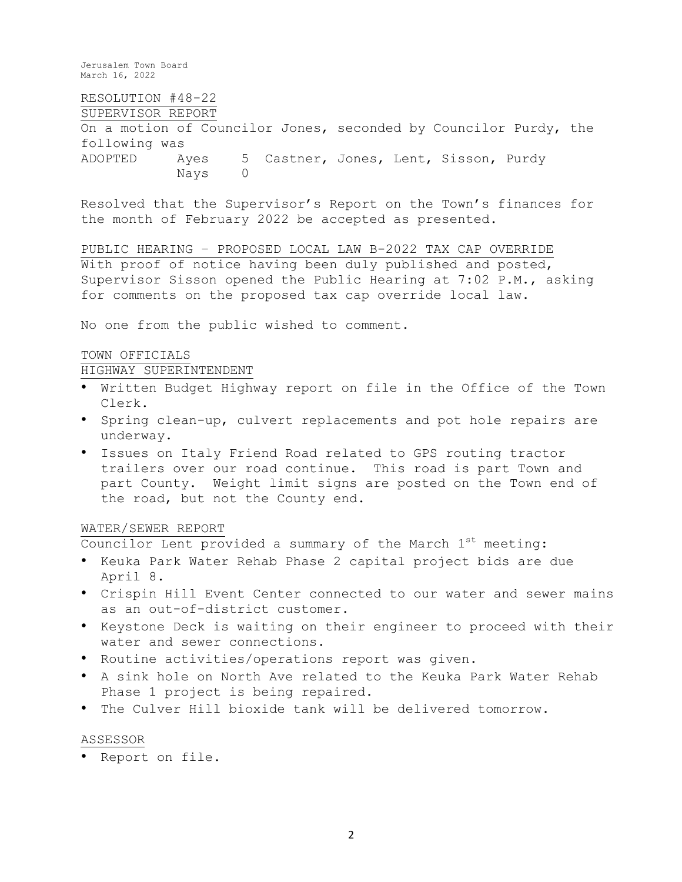RESOLUTION #48-22

SUPERVISOR REPORT

On a motion of Councilor Jones, seconded by Councilor Purdy, the following was

ADOPTED Ayes 5 Castner, Jones, Lent, Sisson, Purdy
Nays 0

Resolved that the Supervisor's Report on the Town's finances for the month of February 2022 be accepted as presented.

PUBLIC HEARING – PROPOSED LOCAL LAW B-2022 TAX CAP OVERRIDE

With proof of notice having been duly published and posted, Supervisor Sisson opened the Public Hearing at 7:02 P.M., asking for comments on the proposed tax cap override local law.

No one from the public wished to comment.

TOWN OFFICIALS

HIGHWAY SUPERINTENDENT

- Written Budget Highway report on file in the Office of the Town Clerk.
- Spring clean-up, culvert replacements and pot hole repairs are underway.
- Issues on Italy Friend Road related to GPS routing tractor trailers over our road continue. This road is part Town and part County. Weight limit signs are posted on the Town end of the road, but not the County end.

WATER/SEWER REPORT

Councilor Lent provided a summary of the March 1st meeting:

- Keuka Park Water Rehab Phase 2 capital project bids are due April 8.
- Crispin Hill Event Center connected to our water and sewer mains as an out-of-district customer.
- Keystone Deck is waiting on their engineer to proceed with their water and sewer connections.
- Routine activities/operations report was given.
- A sink hole on North Ave related to the Keuka Park Water Rehab Phase 1 project is being repaired.
- The Culver Hill bioxide tank will be delivered tomorrow.

ASSESSOR

- Report on file.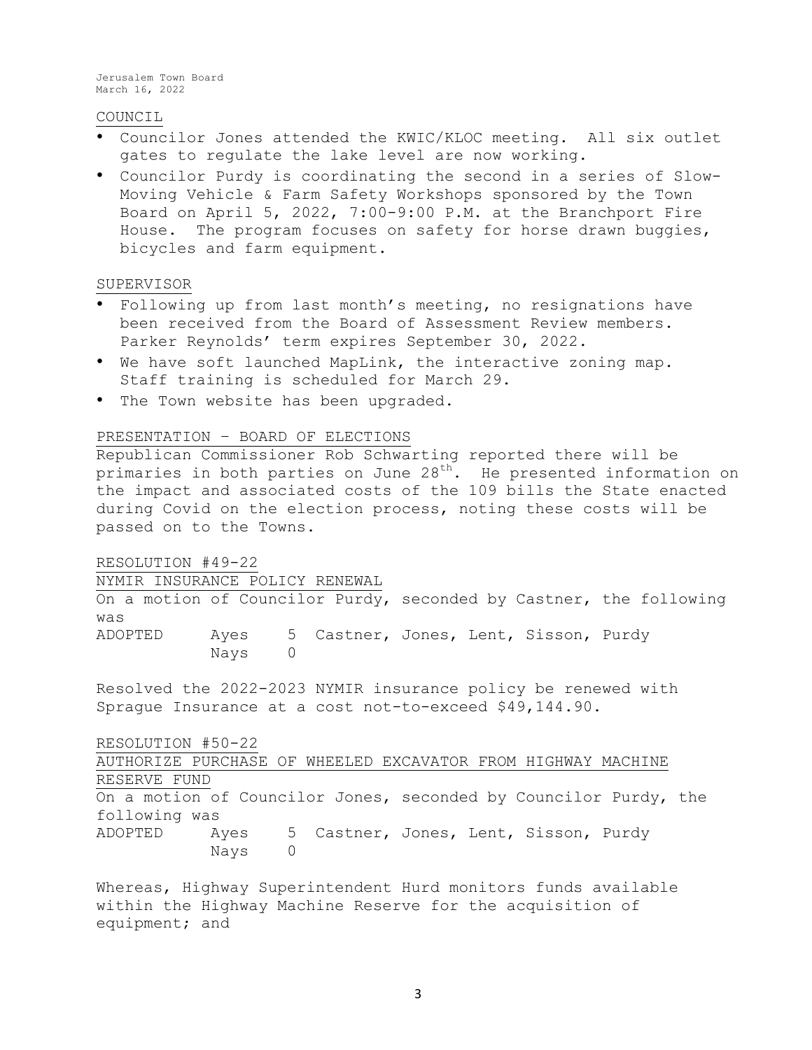## COUNCIL

- Councilor Jones attended the KWIC/KLOC meeting. All six outlet gates to regulate the lake level are now working.
- Councilor Purdy is coordinating the second in a series of Slow-Moving Vehicle & Farm Safety Workshops sponsored by the Town Board on April 5, 2022, 7:00-9:00 P.M. at the Branchport Fire House. The program focuses on safety for horse drawn buggies, bicycles and farm equipment.

## SUPERVISOR

- Following up from last month's meeting, no resignations have been received from the Board of Assessment Review members. Parker Reynolds' term expires September 30, 2022.
- We have soft launched MapLink, the interactive zoning map. Staff training is scheduled for March 29.
- The Town website has been upgraded.

## PRESENTATION – BOARD OF ELECTIONS

Republican Commissioner Rob Schwarting reported there will be primaries in both parties on June 28th. He presented information on the impact and associated costs of the 109 bills the State enacted during Covid on the election process, noting these costs will be passed on to the Towns.

## RESOLUTION #49-22
## NYMIR INSURANCE POLICY RENEWAL

On a motion of Councilor Purdy, seconded by Castner, the following was

ADOPTED Ayes 5 Castner, Jones, Lent, Sisson, Purdy
Nays 0

Resolved the 2022-2023 NYMIR insurance policy be renewed with Sprague Insurance at a cost not-to-exceed $49,144.90.

## RESOLUTION #50-22
## AUTHORIZE PURCHASE OF WHEELED EXCAVATOR FROM HIGHWAY MACHINE RESERVE FUND

On a motion of Councilor Jones, seconded by Councilor Purdy, the following was

ADOPTED Ayes 5 Castner, Jones, Lent, Sisson, Purdy
Nays 0

Whereas, Highway Superintendent Hurd monitors funds available within the Highway Machine Reserve for the acquisition of equipment; and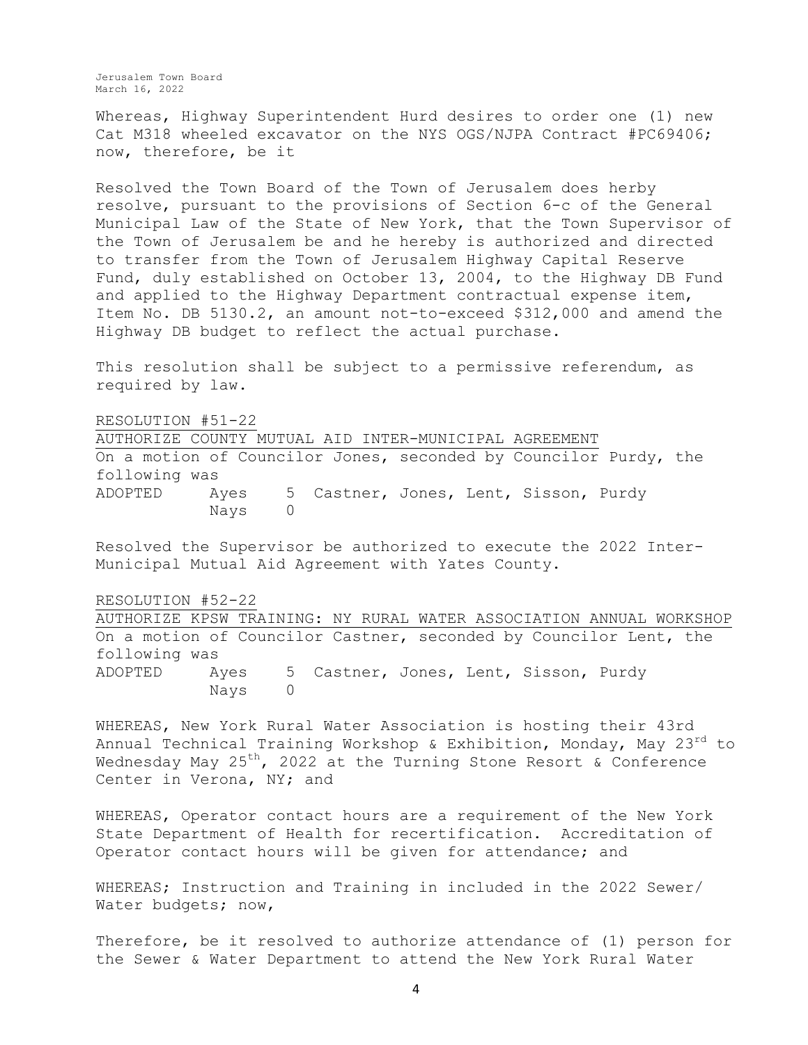Whereas, Highway Superintendent Hurd desires to order one (1) new Cat M318 wheeled excavator on the NYS OGS/NJPA Contract #PC69406; now, therefore, be it

Resolved the Town Board of the Town of Jerusalem does herby resolve, pursuant to the provisions of Section 6-c of the General Municipal Law of the State of New York, that the Town Supervisor of the Town of Jerusalem be and he hereby is authorized and directed to transfer from the Town of Jerusalem Highway Capital Reserve Fund, duly established on October 13, 2004, to the Highway DB Fund and applied to the Highway Department contractual expense item, Item No. DB 5130.2, an amount not-to-exceed $312,000 and amend the Highway DB budget to reflect the actual purchase.

This resolution shall be subject to a permissive referendum, as required by law.

RESOLUTION #51-22

AUTHORIZE COUNTY MUTUAL AID INTER-MUNICIPAL AGREEMENT

On a motion of Councilor Jones, seconded by Councilor Purdy, the following was

ADOPTED Ayes 5 Castner, Jones, Lent, Sisson, Purdy
Nays 0

Resolved the Supervisor be authorized to execute the 2022 Inter-Municipal Mutual Aid Agreement with Yates County.

RESOLUTION #52-22

AUTHORIZE KPSW TRAINING: NY RURAL WATER ASSOCIATION ANNUAL WORKSHOP

On a motion of Councilor Castner, seconded by Councilor Lent, the following was

ADOPTED Ayes 5 Castner, Jones, Lent, Sisson, Purdy
Nays 0

WHEREAS, New York Rural Water Association is hosting their 43rd Annual Technical Training Workshop & Exhibition, Monday, May 23rd to Wednesday May 25th, 2022 at the Turning Stone Resort & Conference Center in Verona, NY; and

WHEREAS, Operator contact hours are a requirement of the New York State Department of Health for recertification. Accreditation of Operator contact hours will be given for attendance; and

WHEREAS; Instruction and Training in included in the 2022 Sewer/ Water budgets; now,

Therefore, be it resolved to authorize attendance of (1) person for the Sewer & Water Department to attend the New York Rural Water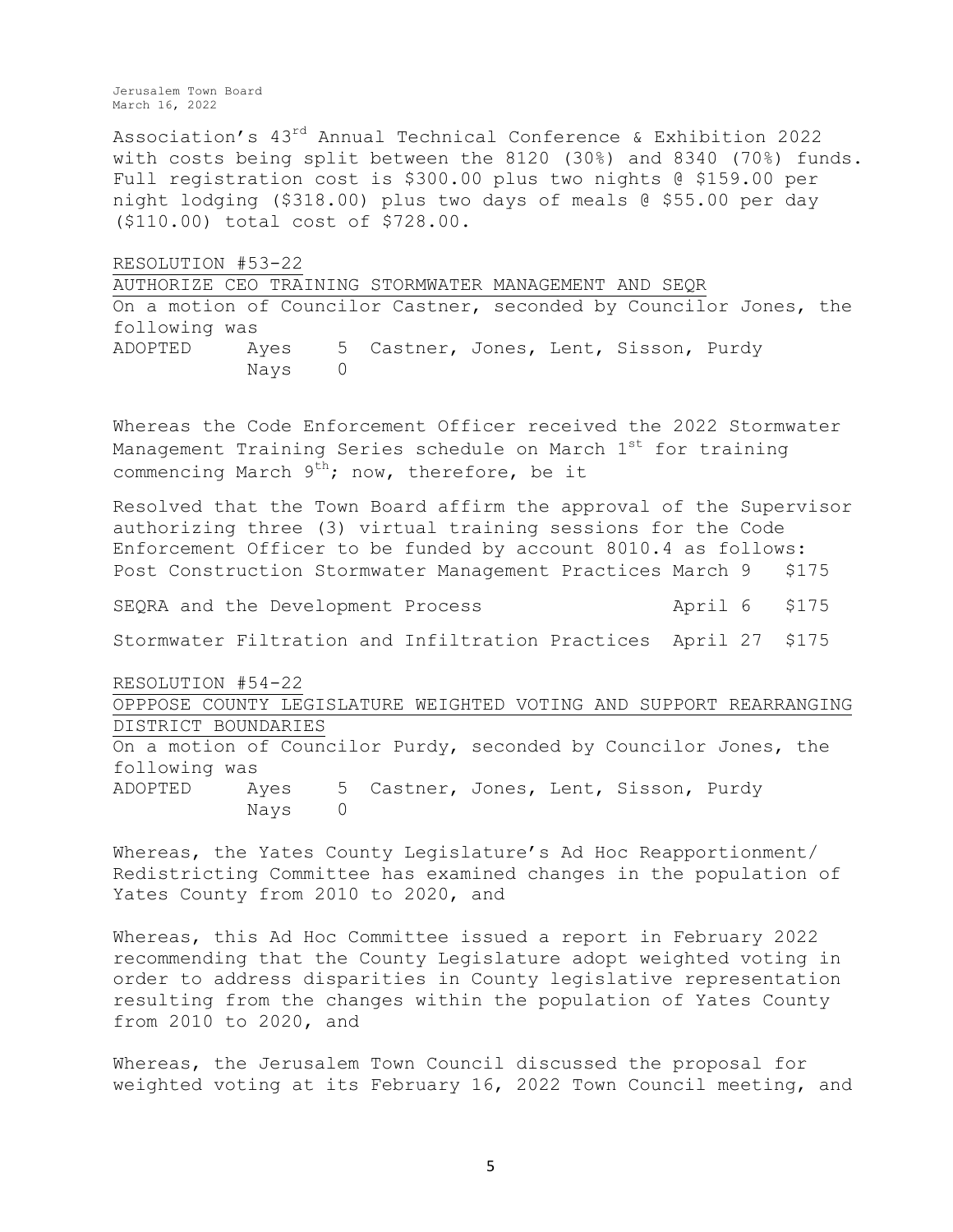Association's 43rd Annual Technical Conference & Exhibition 2022 with costs being split between the 8120 (30%) and 8340 (70%) funds. Full registration cost is $300.00 plus two nights @ $159.00 per night lodging ($318.00) plus two days of meals @ $55.00 per day ($110.00) total cost of $728.00.

RESOLUTION #53-22

AUTHORIZE CEO TRAINING STORMWATER MANAGEMENT AND SEQR

On a motion of Councilor Castner, seconded by Councilor Jones, the following was

ADOPTED Ayes 5 Castner, Jones, Lent, Sisson, Purdy
Nays 0

Whereas the Code Enforcement Officer received the 2022 Stormwater Management Training Series schedule on March 1st for training commencing March 9th; now, therefore, be it

Resolved that the Town Board affirm the approval of the Supervisor authorizing three (3) virtual training sessions for the Code Enforcement Officer to be funded by account 8010.4 as follows:

| | | |
|---|---|---|
| Post Construction Stormwater Management Practices | March 9 | $175 |
| SEQRA and the Development Process | April 6 | $175 |
| Stormwater Filtration and Infiltration Practices | April 27 | $175 |

RESOLUTION #54-22

OPPPOSE COUNTY LEGISLATURE WEIGHTED VOTING AND SUPPORT REARRANGING DISTRICT BOUNDARIES

On a motion of Councilor Purdy, seconded by Councilor Jones, the following was

ADOPTED Ayes 5 Castner, Jones, Lent, Sisson, Purdy
Nays 0

Whereas, the Yates County Legislature's Ad Hoc Reapportionment/ Redistricting Committee has examined changes in the population of Yates County from 2010 to 2020, and

Whereas, this Ad Hoc Committee issued a report in February 2022 recommending that the County Legislature adopt weighted voting in order to address disparities in County legislative representation resulting from the changes within the population of Yates County from 2010 to 2020, and

Whereas, the Jerusalem Town Council discussed the proposal for weighted voting at its February 16, 2022 Town Council meeting, and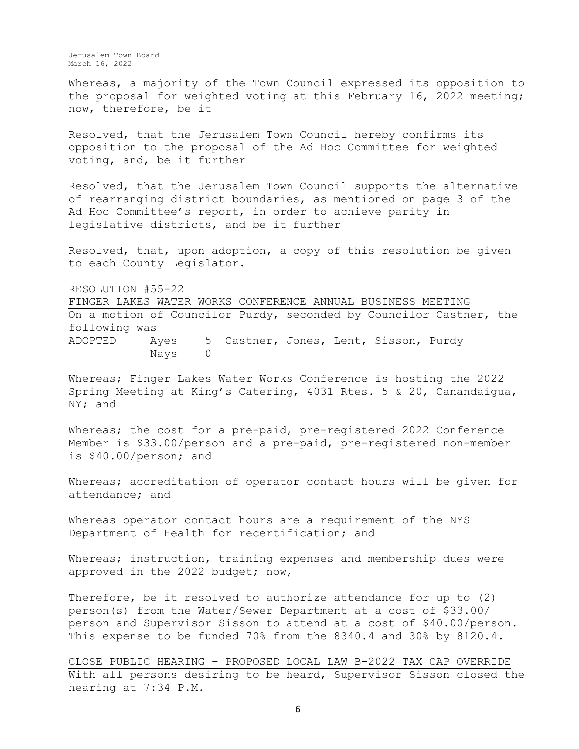Whereas, a majority of the Town Council expressed its opposition to the proposal for weighted voting at this February 16, 2022 meeting; now, therefore, be it

Resolved, that the Jerusalem Town Council hereby confirms its opposition to the proposal of the Ad Hoc Committee for weighted voting, and, be it further

Resolved, that the Jerusalem Town Council supports the alternative of rearranging district boundaries, as mentioned on page 3 of the Ad Hoc Committee's report, in order to achieve parity in legislative districts, and be it further

Resolved, that, upon adoption, a copy of this resolution be given to each County Legislator.

RESOLUTION #55-22

FINGER LAKES WATER WORKS CONFERENCE ANNUAL BUSINESS MEETING

On a motion of Councilor Purdy, seconded by Councilor Castner, the following was

ADOPTED Ayes 5 Castner, Jones, Lent, Sisson, Purdy
Nays 0

Whereas; Finger Lakes Water Works Conference is hosting the 2022 Spring Meeting at King's Catering, 4031 Rtes. 5 & 20, Canandaigua, NY; and

Whereas; the cost for a pre-paid, pre-registered 2022 Conference Member is $33.00/person and a pre-paid, pre-registered non-member is $40.00/person; and

Whereas; accreditation of operator contact hours will be given for attendance; and

Whereas operator contact hours are a requirement of the NYS Department of Health for recertification; and

Whereas; instruction, training expenses and membership dues were approved in the 2022 budget; now,

Therefore, be it resolved to authorize attendance for up to (2) person(s) from the Water/Sewer Department at a cost of $33.00/ person and Supervisor Sisson to attend at a cost of $40.00/person. This expense to be funded 70% from the 8340.4 and 30% by 8120.4.

CLOSE PUBLIC HEARING – PROPOSED LOCAL LAW B-2022 TAX CAP OVERRIDE

With all persons desiring to be heard, Supervisor Sisson closed the hearing at 7:34 P.M.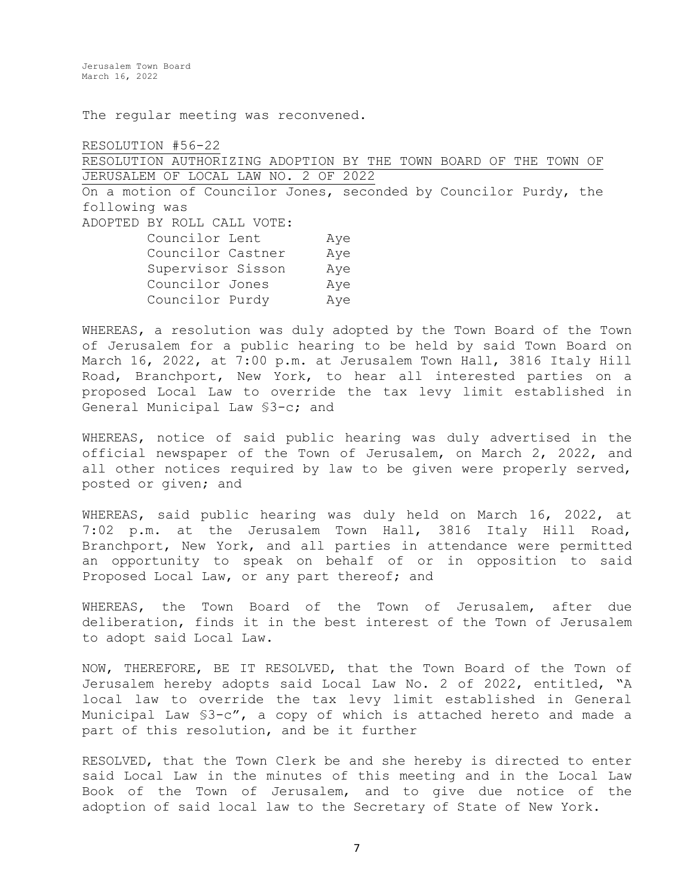The regular meeting was reconvened.

RESOLUTION #56-22

RESOLUTION AUTHORIZING ADOPTION BY THE TOWN BOARD OF THE TOWN OF JERUSALEM OF LOCAL LAW NO. 2 OF 2022

On a motion of Councilor Jones, seconded by Councilor Purdy, the following was

ADOPTED BY ROLL CALL VOTE:

| | |
|---|---|
| Councilor Lent | Aye |
| Councilor Castner | Aye |
| Supervisor Sisson | Aye |
| Councilor Jones | Aye |
| Councilor Purdy | Aye |

WHEREAS, a resolution was duly adopted by the Town Board of the Town of Jerusalem for a public hearing to be held by said Town Board on March 16, 2022, at 7:00 p.m. at Jerusalem Town Hall, 3816 Italy Hill Road, Branchport, New York, to hear all interested parties on a proposed Local Law to override the tax levy limit established in General Municipal Law §3-c; and

WHEREAS, notice of said public hearing was duly advertised in the official newspaper of the Town of Jerusalem, on March 2, 2022, and all other notices required by law to be given were properly served, posted or given; and

WHEREAS, said public hearing was duly held on March 16, 2022, at 7:02 p.m. at the Jerusalem Town Hall, 3816 Italy Hill Road, Branchport, New York, and all parties in attendance were permitted an opportunity to speak on behalf of or in opposition to said Proposed Local Law, or any part thereof; and

WHEREAS, the Town Board of the Town of Jerusalem, after due deliberation, finds it in the best interest of the Town of Jerusalem to adopt said Local Law.

NOW, THEREFORE, BE IT RESOLVED, that the Town Board of the Town of Jerusalem hereby adopts said Local Law No. 2 of 2022, entitled, "A local law to override the tax levy limit established in General Municipal Law §3-c", a copy of which is attached hereto and made a part of this resolution, and be it further

RESOLVED, that the Town Clerk be and she hereby is directed to enter said Local Law in the minutes of this meeting and in the Local Law Book of the Town of Jerusalem, and to give due notice of the adoption of said local law to the Secretary of State of New York.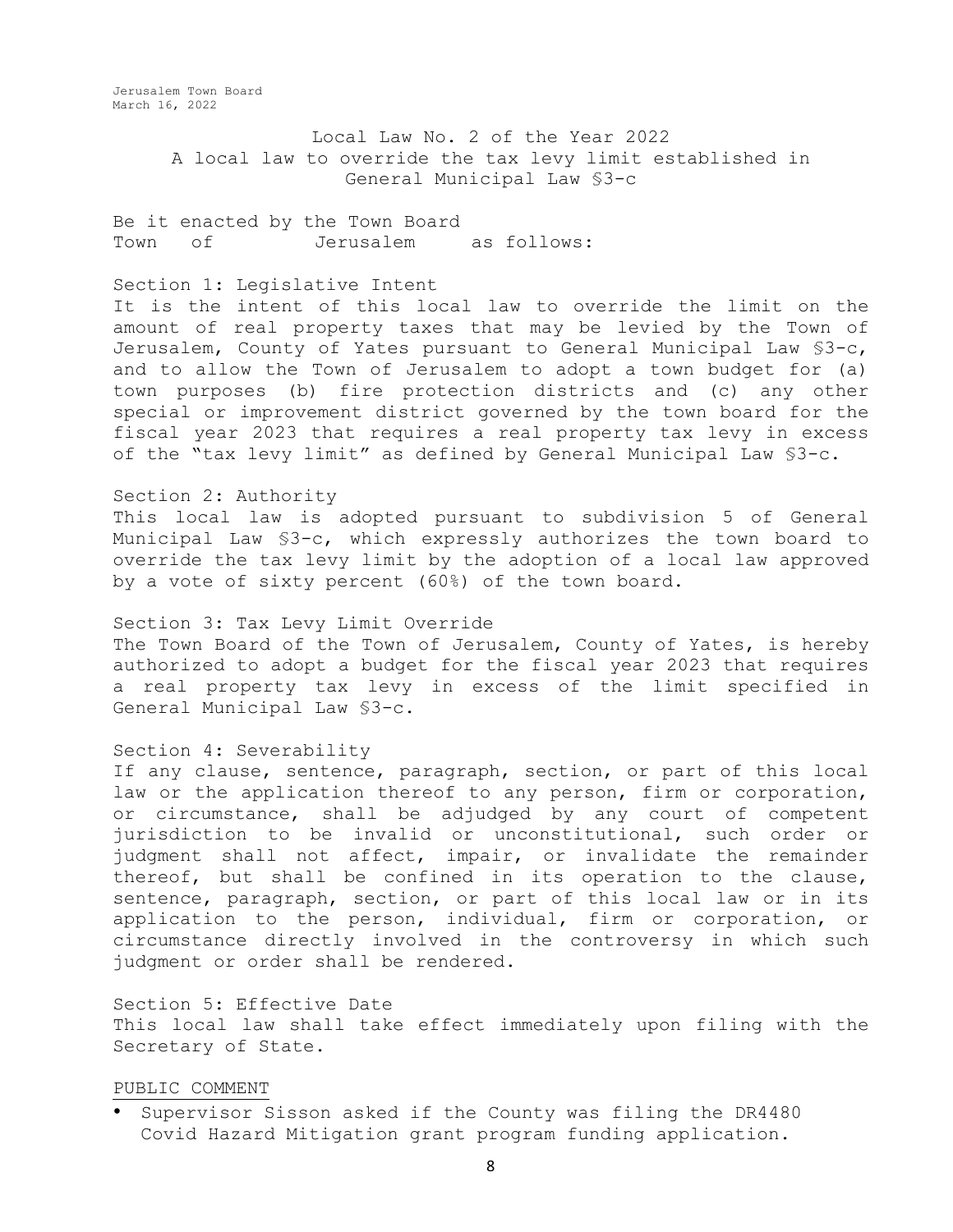Local Law No. 2 of the Year 2022
A local law to override the tax levy limit established in General Municipal Law §3-c

Be it enacted by the Town Board
Town of Jerusalem as follows:

Section 1: Legislative Intent
It is the intent of this local law to override the limit on the amount of real property taxes that may be levied by the Town of Jerusalem, County of Yates pursuant to General Municipal Law §3-c, and to allow the Town of Jerusalem to adopt a town budget for (a) town purposes (b) fire protection districts and (c) any other special or improvement district governed by the town board for the fiscal year 2023 that requires a real property tax levy in excess of the "tax levy limit" as defined by General Municipal Law §3-c.

Section 2: Authority
This local law is adopted pursuant to subdivision 5 of General Municipal Law §3-c, which expressly authorizes the town board to override the tax levy limit by the adoption of a local law approved by a vote of sixty percent (60%) of the town board.

Section 3: Tax Levy Limit Override
The Town Board of the Town of Jerusalem, County of Yates, is hereby authorized to adopt a budget for the fiscal year 2023 that requires a real property tax levy in excess of the limit specified in General Municipal Law §3-c.

Section 4: Severability
If any clause, sentence, paragraph, section, or part of this local law or the application thereof to any person, firm or corporation, or circumstance, shall be adjudged by any court of competent jurisdiction to be invalid or unconstitutional, such order or judgment shall not affect, impair, or invalidate the remainder thereof, but shall be confined in its operation to the clause, sentence, paragraph, section, or part of this local law or in its application to the person, individual, firm or corporation, or circumstance directly involved in the controversy in which such judgment or order shall be rendered.

Section 5: Effective Date
This local law shall take effect immediately upon filing with the Secretary of State.

PUBLIC COMMENT

- Supervisor Sisson asked if the County was filing the DR4480 Covid Hazard Mitigation grant program funding application.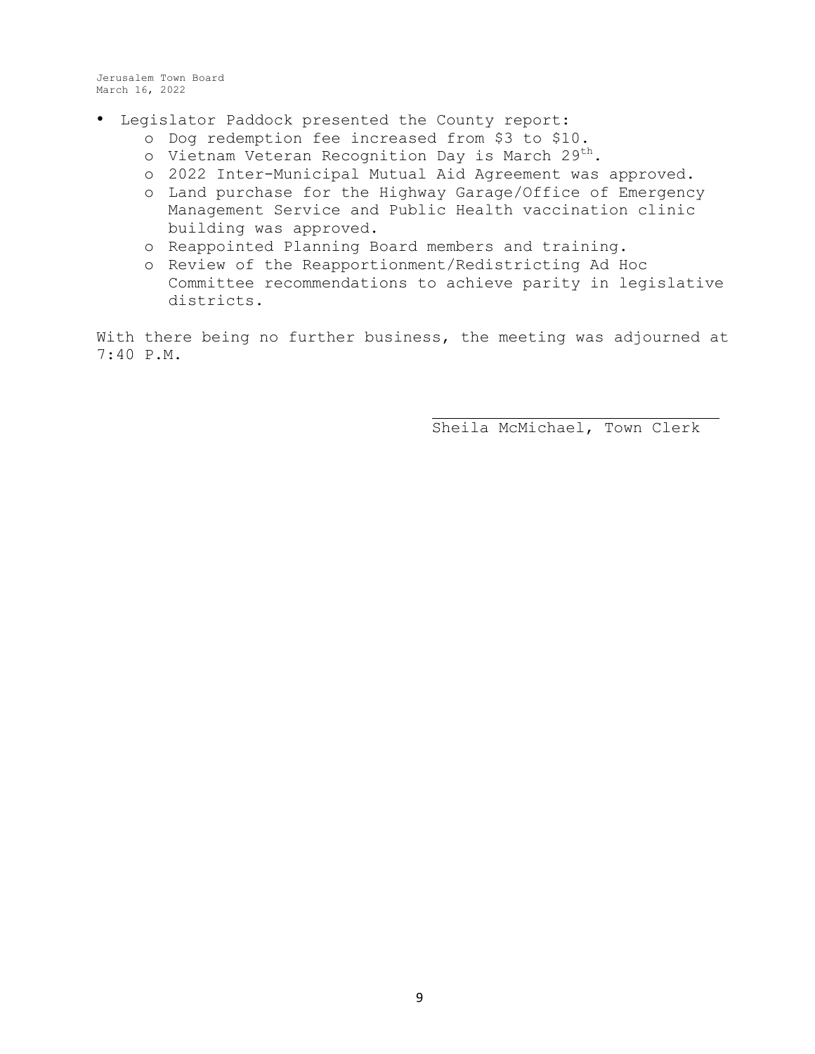- Legislator Paddock presented the County report:
  - Dog redemption fee increased from $3 to $10.
  - Vietnam Veteran Recognition Day is March 29th.
  - 2022 Inter-Municipal Mutual Aid Agreement was approved.
  - Land purchase for the Highway Garage/Office of Emergency Management Service and Public Health vaccination clinic building was approved.
  - Reappointed Planning Board members and training.
  - Review of the Reapportionment/Redistricting Ad Hoc Committee recommendations to achieve parity in legislative districts.

With there being no further business, the meeting was adjourned at 7:40 P.M.

Sheila McMichael, Town Clerk